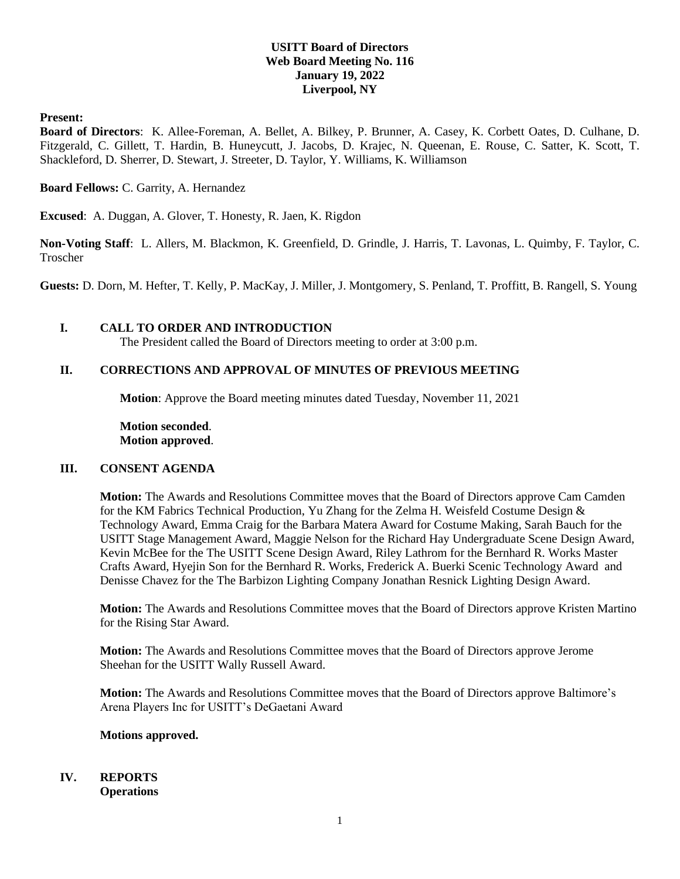# USITT Board of Directors
## Web Board Meeting No. 116
## January 19, 2022
## Liverpool, NY

**Present:**

**Board of Directors**: K. Allee-Foreman, A. Bellet, A. Bilkey, P. Brunner, A. Casey, K. Corbett Oates, D. Culhane, D. Fitzgerald, C. Gillett, T. Hardin, B. Huneycutt, J. Jacobs, D. Krajec, N. Queenan, E. Rouse, C. Satter, K. Scott, T. Shackleford, D. Sherrer, D. Stewart, J. Streeter, D. Taylor, Y. Williams, K. Williamson

**Board Fellows:** C. Garrity, A. Hernandez

**Excused**: A. Duggan, A. Glover, T. Honesty, R. Jaen, K. Rigdon

**Non-Voting Staff**: L. Allers, M. Blackmon, K. Greenfield, D. Grindle, J. Harris, T. Lavonas, L. Quimby, F. Taylor, C. Troscher

**Guests:** D. Dorn, M. Hefter, T. Kelly, P. MacKay, J. Miller, J. Montgomery, S. Penland, T. Proffitt, B. Rangell, S. Young

## I. CALL TO ORDER AND INTRODUCTION

The President called the Board of Directors meeting to order at 3:00 p.m.

## II. CORRECTIONS AND APPROVAL OF MINUTES OF PREVIOUS MEETING

**Motion**: Approve the Board meeting minutes dated Tuesday, November 11, 2021

**Motion seconded**.
**Motion approved**.

## III. CONSENT AGENDA

**Motion:** The Awards and Resolutions Committee moves that the Board of Directors approve Cam Camden for the KM Fabrics Technical Production, Yu Zhang for the Zelma H. Weisfeld Costume Design & Technology Award, Emma Craig for the Barbara Matera Award for Costume Making, Sarah Bauch for the USITT Stage Management Award, Maggie Nelson for the Richard Hay Undergraduate Scene Design Award, Kevin McBee for the The USITT Scene Design Award, Riley Lathrom for the Bernhard R. Works Master Crafts Award, Hyejin Son for the Bernhard R. Works, Frederick A. Buerki Scenic Technology Award and Denisse Chavez for the The Barbizon Lighting Company Jonathan Resnick Lighting Design Award.

**Motion:** The Awards and Resolutions Committee moves that the Board of Directors approve Kristen Martino for the Rising Star Award.

**Motion:** The Awards and Resolutions Committee moves that the Board of Directors approve Jerome Sheehan for the USITT Wally Russell Award.

**Motion:** The Awards and Resolutions Committee moves that the Board of Directors approve Baltimore's Arena Players Inc for USITT's DeGaetani Award

**Motions approved.**

## IV. REPORTS

**Operations**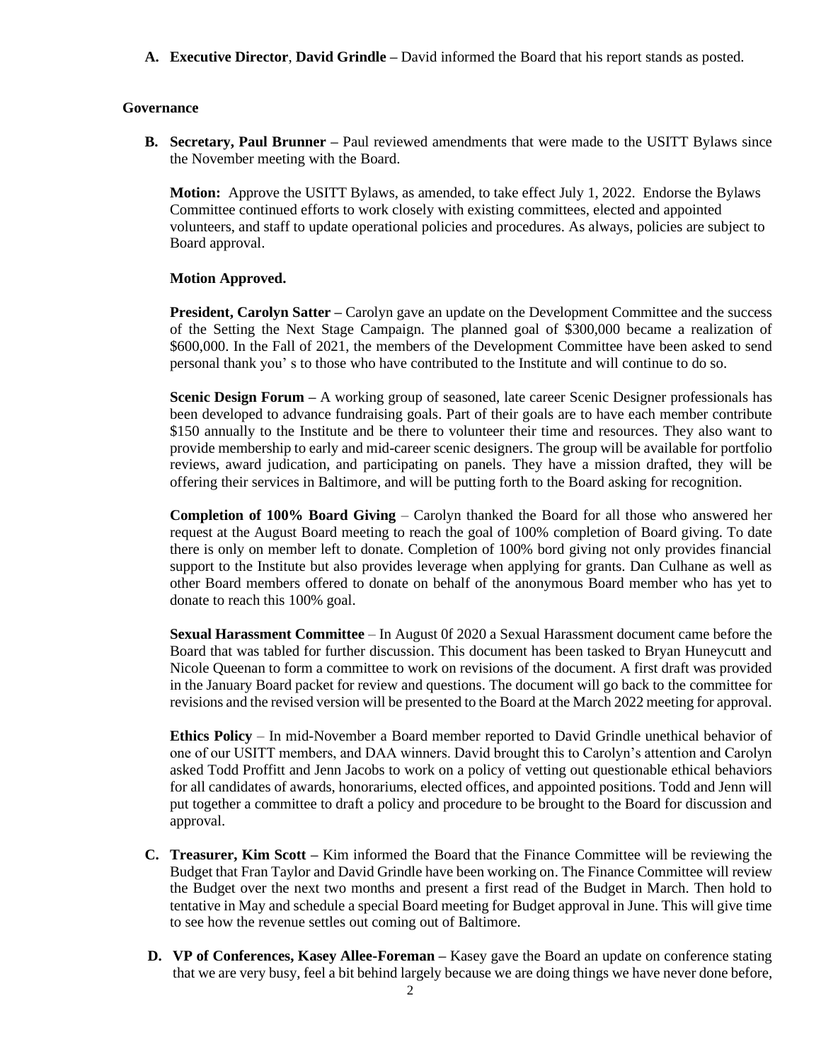**A. Executive Director**, **David Grindle –** David informed the Board that his report stands as posted.

**Governance**

**B. Secretary, Paul Brunner –** Paul reviewed amendments that were made to the USITT Bylaws since the November meeting with the Board.

**Motion:** Approve the USITT Bylaws, as amended, to take effect July 1, 2022. Endorse the Bylaws Committee continued efforts to work closely with existing committees, elected and appointed volunteers, and staff to update operational policies and procedures. As always, policies are subject to Board approval.

**Motion Approved.**

**President, Carolyn Satter –** Carolyn gave an update on the Development Committee and the success of the Setting the Next Stage Campaign. The planned goal of $300,000 became a realization of $600,000. In the Fall of 2021, the members of the Development Committee have been asked to send personal thank you' s to those who have contributed to the Institute and will continue to do so.

**Scenic Design Forum –** A working group of seasoned, late career Scenic Designer professionals has been developed to advance fundraising goals. Part of their goals are to have each member contribute $150 annually to the Institute and be there to volunteer their time and resources. They also want to provide membership to early and mid-career scenic designers. The group will be available for portfolio reviews, award judication, and participating on panels. They have a mission drafted, they will be offering their services in Baltimore, and will be putting forth to the Board asking for recognition.

**Completion of 100% Board Giving** – Carolyn thanked the Board for all those who answered her request at the August Board meeting to reach the goal of 100% completion of Board giving. To date there is only on member left to donate. Completion of 100% bord giving not only provides financial support to the Institute but also provides leverage when applying for grants. Dan Culhane as well as other Board members offered to donate on behalf of the anonymous Board member who has yet to donate to reach this 100% goal.

**Sexual Harassment Committee** – In August 0f of 2020 a Sexual Harassment document came before the Board that was tabled for further discussion. This document has been tasked to Bryan Huneycutt and Nicole Queenan to form a committee to work on revisions of the document. A first draft was provided in the January Board packet for review and questions. The document will go back to the committee for revisions and the revised version will be presented to the Board at the March 2022 meeting for approval.

**Ethics Policy** – In mid-November a Board member reported to David Grindle unethical behavior of one of our USITT members, and DAA winners. David brought this to Carolyn's attention and Carolyn asked Todd Proffitt and Jenn Jacobs to work on a policy of vetting out questionable ethical behaviors for all candidates of awards, honorariums, elected offices, and appointed positions. Todd and Jenn will put together a committee to draft a policy and procedure to be brought to the Board for discussion and approval.

**C. Treasurer, Kim Scott –** Kim informed the Board that the Finance Committee will be reviewing the Budget that Fran Taylor and David Grindle have been working on. The Finance Committee will review the Budget over the next two months and present a first read of the Budget in March. Then hold to tentative in May and schedule a special Board meeting for Budget approval in June. This will give time to see how the revenue settles out coming out of Baltimore.

**D. VP of Conferences, Kasey Allee-Foreman –** Kasey gave the Board an update on conference stating that we are very busy, feel a bit behind largely because we are doing things we have never done before,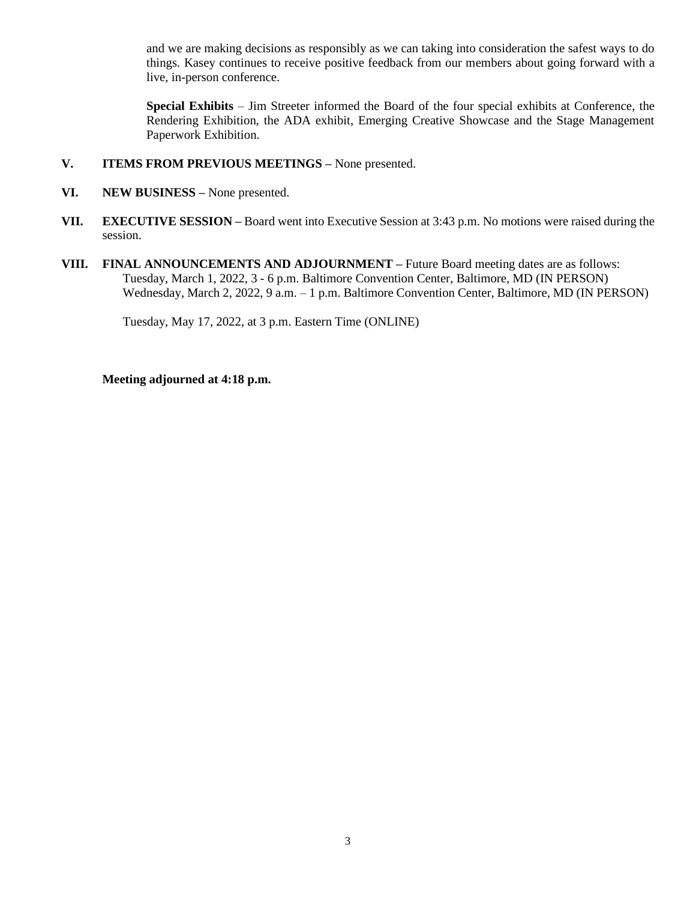and we are making decisions as responsibly as we can taking into consideration the safest ways to do things. Kasey continues to receive positive feedback from our members about going forward with a live, in-person conference.

**Special Exhibits** – Jim Streeter informed the Board of the four special exhibits at Conference, the Rendering Exhibition, the ADA exhibit, Emerging Creative Showcase and the Stage Management Paperwork Exhibition.

**V. ITEMS FROM PREVIOUS MEETINGS –** None presented.

**VI. NEW BUSINESS –** None presented.

**VII. EXECUTIVE SESSION –** Board went into Executive Session at 3:43 p.m. No motions were raised during the session.

**VIII. FINAL ANNOUNCEMENTS AND ADJOURNMENT –** Future Board meeting dates are as follows:

Tuesday, March 1, 2022, 3 - 6 p.m. Baltimore Convention Center, Baltimore, MD (IN PERSON)
Wednesday, March 2, 2022, 9 a.m. – 1 p.m. Baltimore Convention Center, Baltimore, MD (IN PERSON)

Tuesday, May 17, 2022, at 3 p.m. Eastern Time (ONLINE)

**Meeting adjourned at 4:18 p.m.**